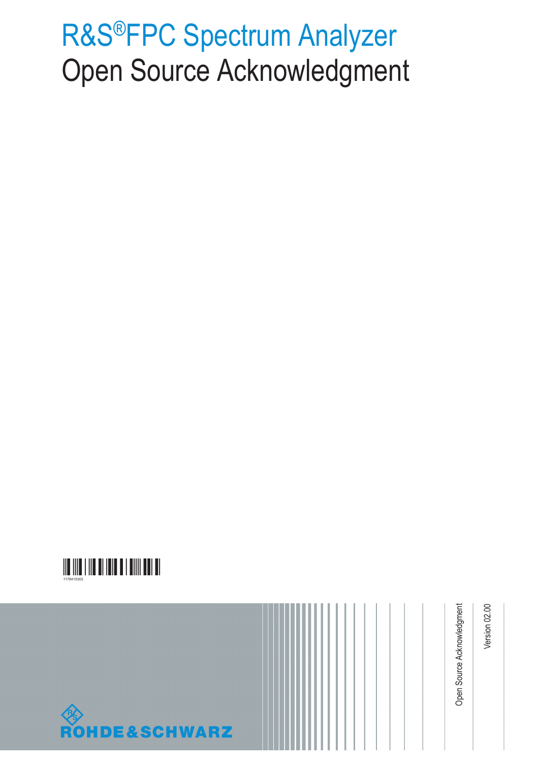# R&S®FPC Spectrum Analyzer
## Open Source Acknowledgment

1178415302

Open Source Acknowledgment

Version 02.00

ROHDE&SCHWARZ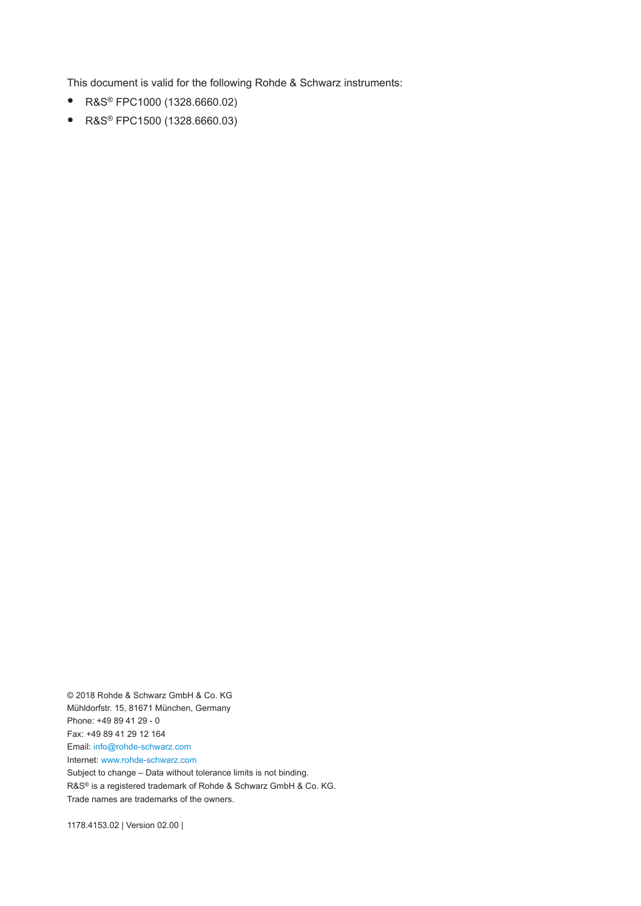This document is valid for the following Rohde & Schwarz instruments:

- R&S® FPC1000 (1328.6660.02)
- R&S® FPC1500 (1328.6660.03)

© 2018 Rohde & Schwarz GmbH & Co. KG
Mühldorfstr. 15, 81671 München, Germany
Phone: +49 89 41 29 - 0
Fax: +49 89 41 29 12 164
Email: info@rohde-schwarz.com
Internet: www.rohde-schwarz.com
Subject to change – Data without tolerance limits is not binding.
R&S® is a registered trademark of Rohde & Schwarz GmbH & Co. KG.
Trade names are trademarks of the owners.

1178.4153.02 | Version 02.00 |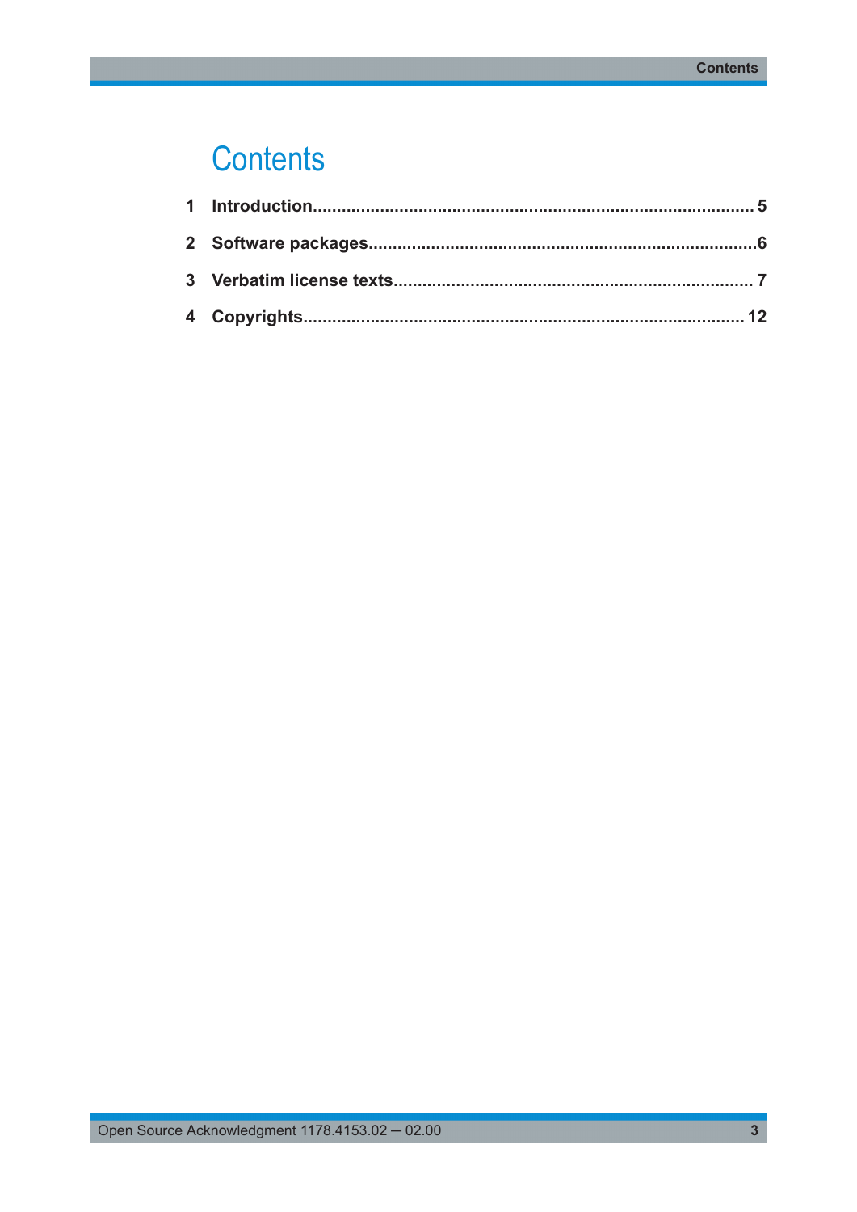# Contents

1 Introduction.......................................................................................... 5

2 Software packages.................................................................................6

3 Verbatim license texts.......................................................................... 7

4 Copyrights.......................................................................................... 12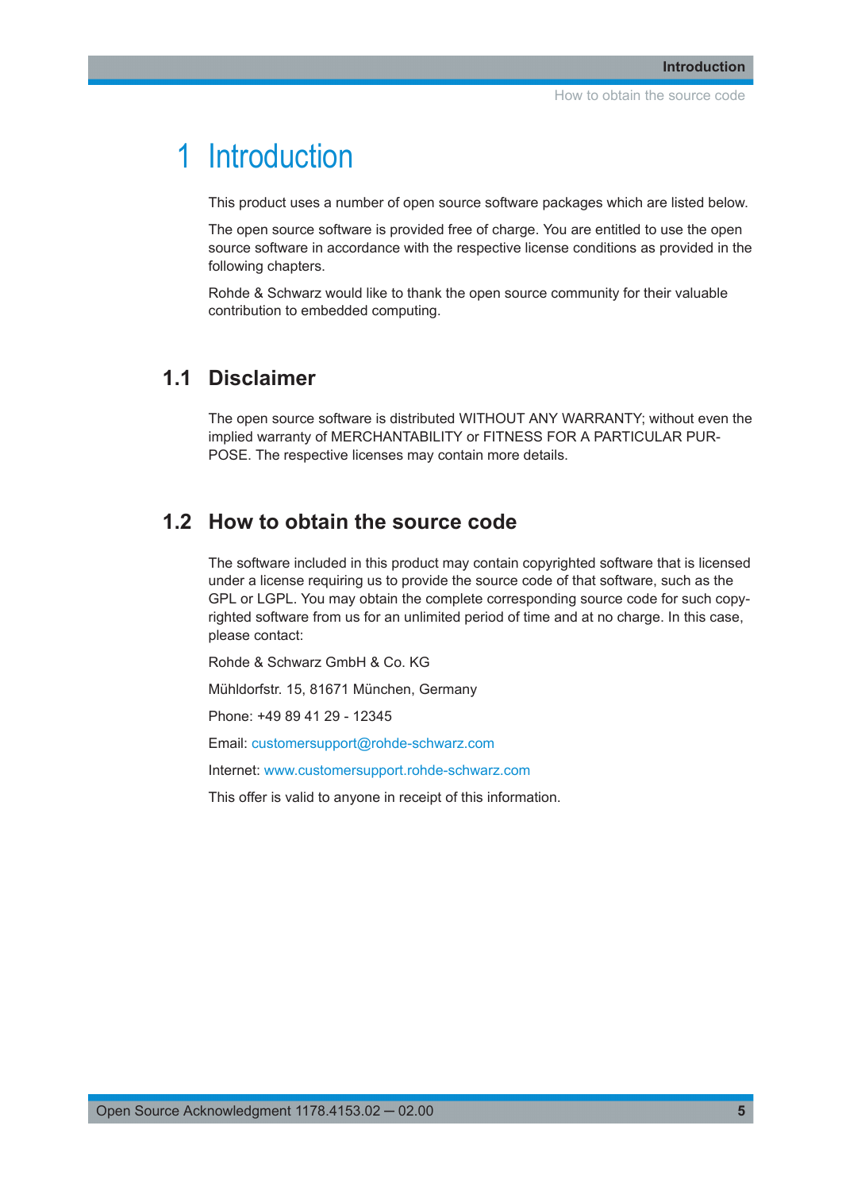# 1 Introduction

This product uses a number of open source software packages which are listed below.

The open source software is provided free of charge. You are entitled to use the open source software in accordance with the respective license conditions as provided in the following chapters.

Rohde & Schwarz would like to thank the open source community for their valuable contribution to embedded computing.

## 1.1 Disclaimer

The open source software is distributed WITHOUT ANY WARRANTY; without even the implied warranty of MERCHANTABILITY or FITNESS FOR A PARTICULAR PURPOSE. The respective licenses may contain more details.

## 1.2 How to obtain the source code

The software included in this product may contain copyrighted software that is licensed under a license requiring us to provide the source code of that software, such as the GPL or LGPL. You may obtain the complete corresponding source code for such copyrighted software from us for an unlimited period of time and at no charge. In this case, please contact:

Rohde & Schwarz GmbH & Co. KG

Mühldorfstr. 15, 81671 München, Germany

Phone: +49 89 41 29 - 12345

Email: customersupport@rohde-schwarz.com

Internet: www.customersupport.rohde-schwarz.com

This offer is valid to anyone in receipt of this information.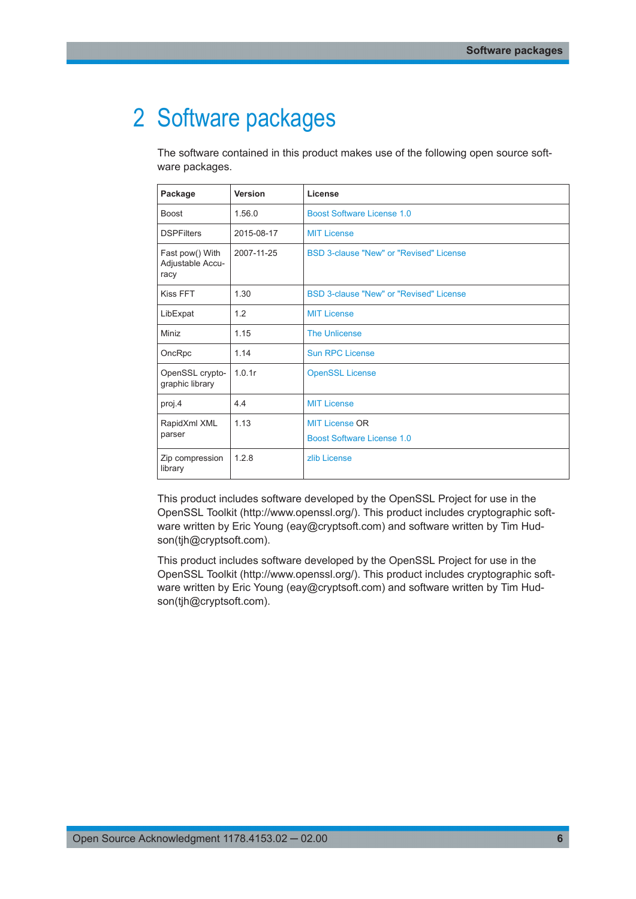# 2 Software packages

The software contained in this product makes use of the following open source software packages.

| Package | Version | License |
|---|---|---|
| Boost | 1.56.0 | Boost Software License 1.0 |
| DSPFilters | 2015-08-17 | MIT License |
| Fast pow() With Adjustable Accuracy | 2007-11-25 | BSD 3-clause "New" or "Revised" License |
| Kiss FFT | 1.30 | BSD 3-clause "New" or "Revised" License |
| LibExpat | 1.2 | MIT License |
| Miniz | 1.15 | The Unlicense |
| OncRpc | 1.14 | Sun RPC License |
| OpenSSL cryptographic library | 1.0.1r | OpenSSL License |
| proj.4 | 4.4 | MIT License |
| RapidXml XML parser | 1.13 | MIT License OR Boost Software License 1.0 |
| Zip compression library | 1.2.8 | zlib License |

This product includes software developed by the OpenSSL Project for use in the OpenSSL Toolkit (http://www.openssl.org/). This product includes cryptographic software written by Eric Young (eay@cryptsoft.com) and software written by Tim Hudson(tjh@cryptsoft.com).

This product includes software developed by the OpenSSL Project for use in the OpenSSL Toolkit (http://www.openssl.org/). This product includes cryptographic software written by Eric Young (eay@cryptsoft.com) and software written by Tim Hudson(tjh@cryptsoft.com).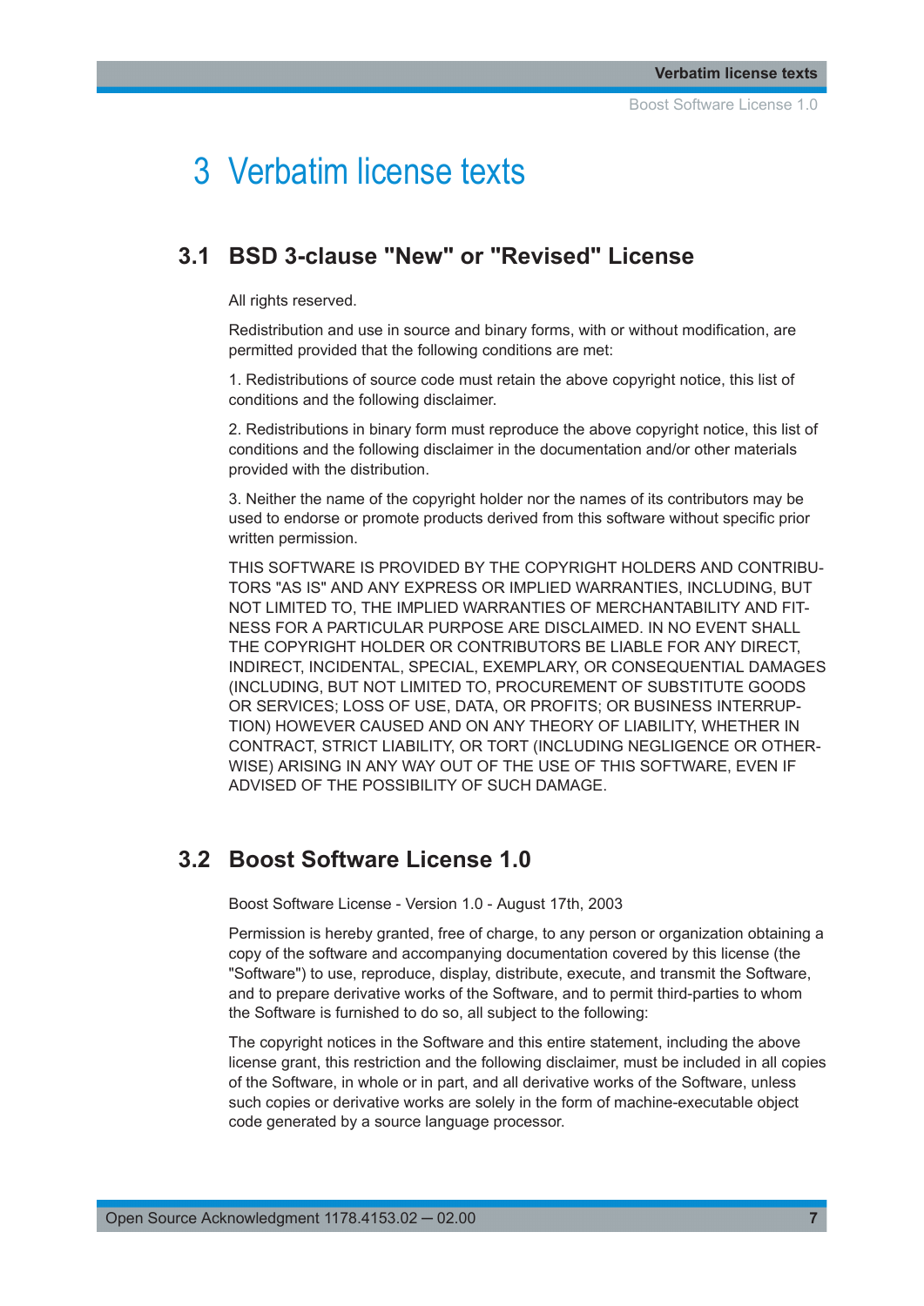# 3 Verbatim license texts

## 3.1 BSD 3-clause "New" or "Revised" License

All rights reserved.

Redistribution and use in source and binary forms, with or without modification, are permitted provided that the following conditions are met:

1. Redistributions of source code must retain the above copyright notice, this list of conditions and the following disclaimer.

2. Redistributions in binary form must reproduce the above copyright notice, this list of conditions and the following disclaimer in the documentation and/or other materials provided with the distribution.

3. Neither the name of the copyright holder nor the names of its contributors may be used to endorse or promote products derived from this software without specific prior written permission.

THIS SOFTWARE IS PROVIDED BY THE COPYRIGHT HOLDERS AND CONTRIBUTORS "AS IS" AND ANY EXPRESS OR IMPLIED WARRANTIES, INCLUDING, BUT NOT LIMITED TO, THE IMPLIED WARRANTIES OF MERCHANTABILITY AND FITNESS FOR A PARTICULAR PURPOSE ARE DISCLAIMED. IN NO EVENT SHALL THE COPYRIGHT HOLDER OR CONTRIBUTORS BE LIABLE FOR ANY DIRECT, INDIRECT, INCIDENTAL, SPECIAL, EXEMPLARY, OR CONSEQUENTIAL DAMAGES (INCLUDING, BUT NOT LIMITED TO, PROCUREMENT OF SUBSTITUTE GOODS OR SERVICES; LOSS OF USE, DATA, OR PROFITS; OR BUSINESS INTERRUPTION) HOWEVER CAUSED AND ON ANY THEORY OF LIABILITY, WHETHER IN CONTRACT, STRICT LIABILITY, OR TORT (INCLUDING NEGLIGENCE OR OTHERWISE) ARISING IN ANY WAY OUT OF THE USE OF THIS SOFTWARE, EVEN IF ADVISED OF THE POSSIBILITY OF SUCH DAMAGE.

## 3.2 Boost Software License 1.0

Boost Software License - Version 1.0 - August 17th, 2003

Permission is hereby granted, free of charge, to any person or organization obtaining a copy of the software and accompanying documentation covered by this license (the "Software") to use, reproduce, display, distribute, execute, and transmit the Software, and to prepare derivative works of the Software, and to permit third-parties to whom the Software is furnished to do so, all subject to the following:

The copyright notices in the Software and this entire statement, including the above license grant, this restriction and the following disclaimer, must be included in all copies of the Software, in whole or in part, and all derivative works of the Software, unless such copies or derivative works are solely in the form of machine-executable object code generated by a source language processor.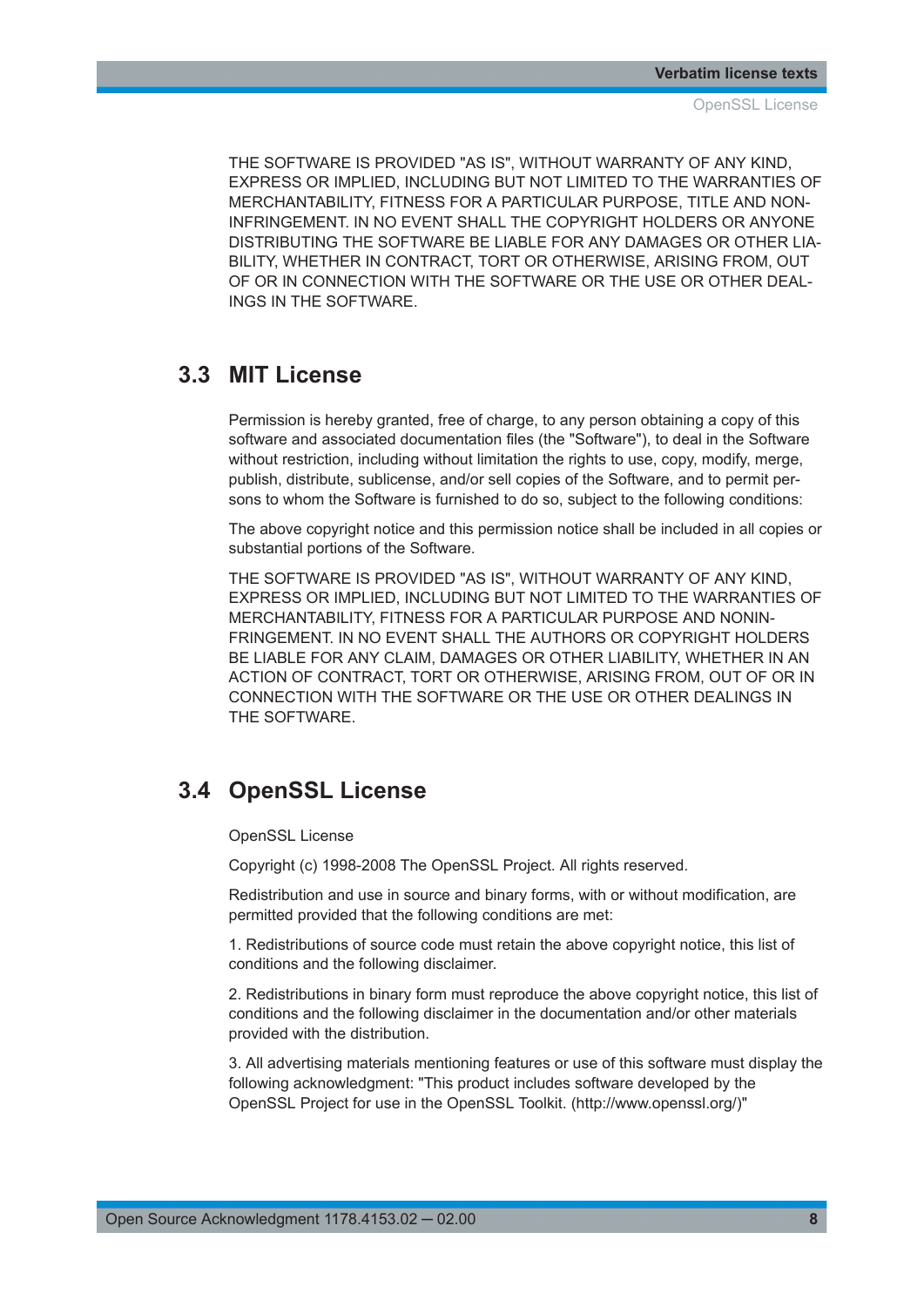THE SOFTWARE IS PROVIDED "AS IS", WITHOUT WARRANTY OF ANY KIND, EXPRESS OR IMPLIED, INCLUDING BUT NOT LIMITED TO THE WARRANTIES OF MERCHANTABILITY, FITNESS FOR A PARTICULAR PURPOSE, TITLE AND NON-INFRINGEMENT. IN NO EVENT SHALL THE COPYRIGHT HOLDERS OR ANYONE DISTRIBUTING THE SOFTWARE BE LIABLE FOR ANY DAMAGES OR OTHER LIABILITY, WHETHER IN CONTRACT, TORT OR OTHERWISE, ARISING FROM, OUT OF OR IN CONNECTION WITH THE SOFTWARE OR THE USE OR OTHER DEALINGS IN THE SOFTWARE.

## 3.3 MIT License

Permission is hereby granted, free of charge, to any person obtaining a copy of this software and associated documentation files (the "Software"), to deal in the Software without restriction, including without limitation the rights to use, copy, modify, merge, publish, distribute, sublicense, and/or sell copies of the Software, and to permit persons to whom the Software is furnished to do so, subject to the following conditions:

The above copyright notice and this permission notice shall be included in all copies or substantial portions of the Software.

THE SOFTWARE IS PROVIDED "AS IS", WITHOUT WARRANTY OF ANY KIND, EXPRESS OR IMPLIED, INCLUDING BUT NOT LIMITED TO THE WARRANTIES OF MERCHANTABILITY, FITNESS FOR A PARTICULAR PURPOSE AND NONINFRINGEMENT. IN NO EVENT SHALL THE AUTHORS OR COPYRIGHT HOLDERS BE LIABLE FOR ANY CLAIM, DAMAGES OR OTHER LIABILITY, WHETHER IN AN ACTION OF CONTRACT, TORT OR OTHERWISE, ARISING FROM, OUT OF OR IN CONNECTION WITH THE SOFTWARE OR THE USE OR OTHER DEALINGS IN THE SOFTWARE.

## 3.4 OpenSSL License

OpenSSL License

Copyright (c) 1998-2008 The OpenSSL Project. All rights reserved.

Redistribution and use in source and binary forms, with or without modification, are permitted provided that the following conditions are met:

1. Redistributions of source code must retain the above copyright notice, this list of conditions and the following disclaimer.

2. Redistributions in binary form must reproduce the above copyright notice, this list of conditions and the following disclaimer in the documentation and/or other materials provided with the distribution.

3. All advertising materials mentioning features or use of this software must display the following acknowledgment: "This product includes software developed by the OpenSSL Project for use in the OpenSSL Toolkit. (http://www.openssl.org/)"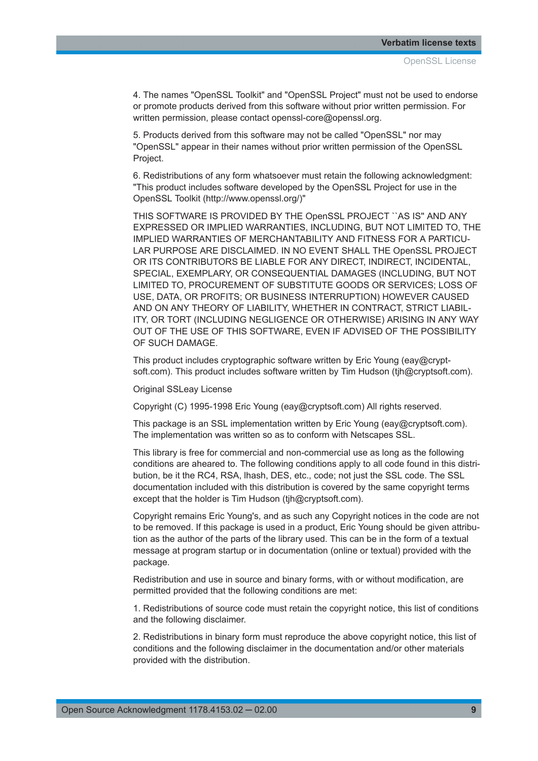4. The names "OpenSSL Toolkit" and "OpenSSL Project" must not be used to endorse or promote products derived from this software without prior written permission. For written permission, please contact openssl-core@openssl.org.

5. Products derived from this software may not be called "OpenSSL" nor may "OpenSSL" appear in their names without prior written permission of the OpenSSL Project.

6. Redistributions of any form whatsoever must retain the following acknowledgment: "This product includes software developed by the OpenSSL Project for use in the OpenSSL Toolkit (http://www.openssl.org/)"

THIS SOFTWARE IS PROVIDED BY THE OpenSSL PROJECT ``AS IS'' AND ANY EXPRESSED OR IMPLIED WARRANTIES, INCLUDING, BUT NOT LIMITED TO, THE IMPLIED WARRANTIES OF MERCHANTABILITY AND FITNESS FOR A PARTICULAR PURPOSE ARE DISCLAIMED. IN NO EVENT SHALL THE OpenSSL PROJECT OR ITS CONTRIBUTORS BE LIABLE FOR ANY DIRECT, INDIRECT, INCIDENTAL, SPECIAL, EXEMPLARY, OR CONSEQUENTIAL DAMAGES (INCLUDING, BUT NOT LIMITED TO, PROCUREMENT OF SUBSTITUTE GOODS OR SERVICES; LOSS OF USE, DATA, OR PROFITS; OR BUSINESS INTERRUPTION) HOWEVER CAUSED AND ON ANY THEORY OF LIABILITY, WHETHER IN CONTRACT, STRICT LIABILITY, OR TORT (INCLUDING NEGLIGENCE OR OTHERWISE) ARISING IN ANY WAY OUT OF THE USE OF THIS SOFTWARE, EVEN IF ADVISED OF THE POSSIBILITY OF SUCH DAMAGE.

This product includes cryptographic software written by Eric Young (eay@cryptsoft.com). This product includes software written by Tim Hudson (tjh@cryptsoft.com).

Original SSLeay License

Copyright (C) 1995-1998 Eric Young (eay@cryptsoft.com) All rights reserved.

This package is an SSL implementation written by Eric Young (eay@cryptsoft.com). The implementation was written so as to conform with Netscapes SSL.

This library is free for commercial and non-commercial use as long as the following conditions are aheared to. The following conditions apply to all code found in this distribution, be it the RC4, RSA, lhash, DES, etc., code; not just the SSL code. The SSL documentation included with this distribution is covered by the same copyright terms except that the holder is Tim Hudson (tjh@cryptsoft.com).

Copyright remains Eric Young's, and as such any Copyright notices in the code are not to be removed. If this package is used in a product, Eric Young should be given attribution as the author of the parts of the library used. This can be in the form of a textual message at program startup or in documentation (online or textual) provided with the package.

Redistribution and use in source and binary forms, with or without modification, are permitted provided that the following conditions are met:

1. Redistributions of source code must retain the copyright notice, this list of conditions and the following disclaimer.

2. Redistributions in binary form must reproduce the above copyright notice, this list of conditions and the following disclaimer in the documentation and/or other materials provided with the distribution.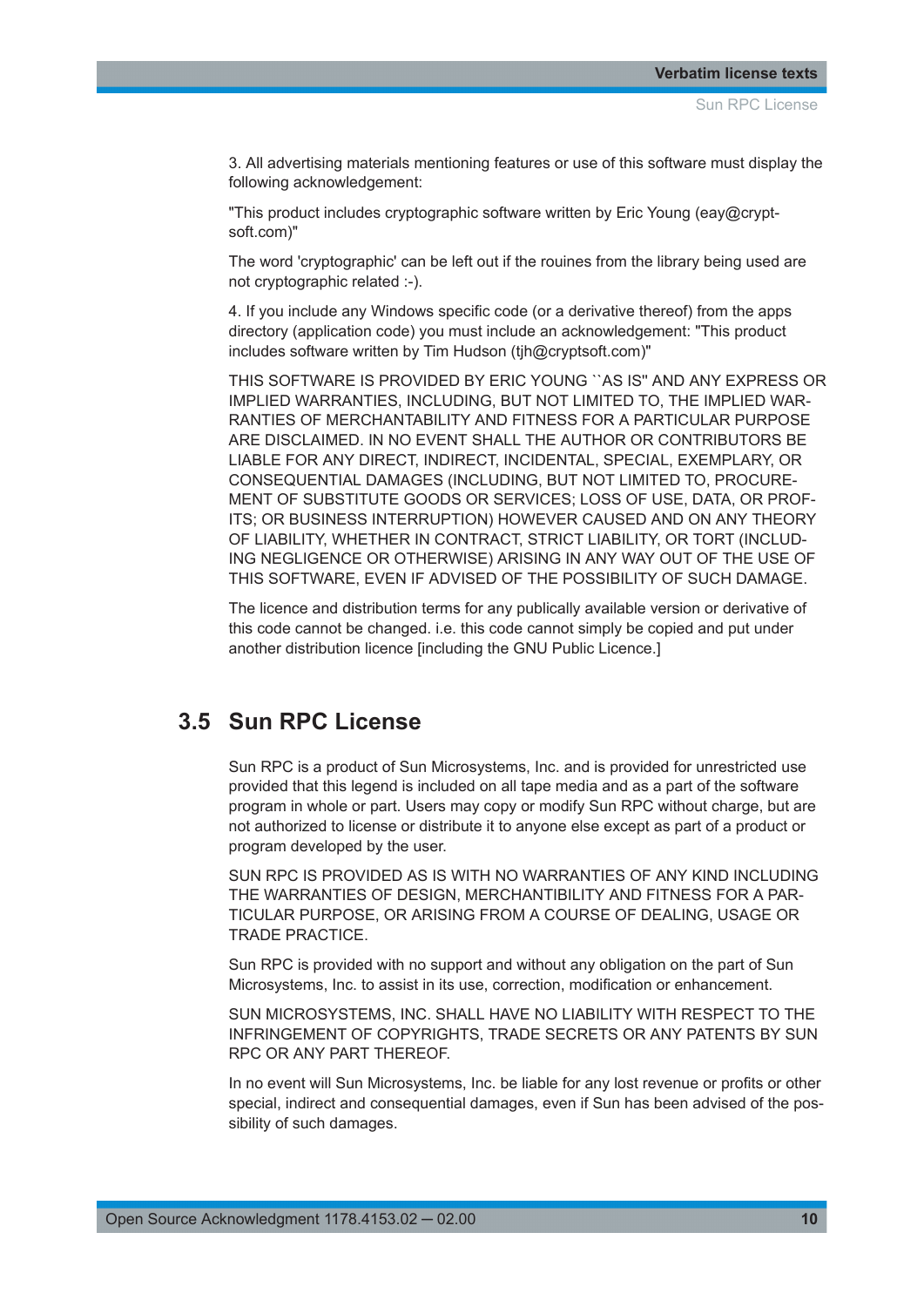3. All advertising materials mentioning features or use of this software must display the following acknowledgement:

"This product includes cryptographic software written by Eric Young (eay@cryptsoft.com)"

The word 'cryptographic' can be left out if the rouines from the library being used are not cryptographic related :-).

4. If you include any Windows specific code (or a derivative thereof) from the apps directory (application code) you must include an acknowledgement: "This product includes software written by Tim Hudson (tjh@cryptsoft.com)"

THIS SOFTWARE IS PROVIDED BY ERIC YOUNG ``AS IS'' AND ANY EXPRESS OR IMPLIED WARRANTIES, INCLUDING, BUT NOT LIMITED TO, THE IMPLIED WARRANTIES OF MERCHANTABILITY AND FITNESS FOR A PARTICULAR PURPOSE ARE DISCLAIMED. IN NO EVENT SHALL THE AUTHOR OR CONTRIBUTORS BE LIABLE FOR ANY DIRECT, INDIRECT, INCIDENTAL, SPECIAL, EXEMPLARY, OR CONSEQUENTIAL DAMAGES (INCLUDING, BUT NOT LIMITED TO, PROCUREMENT OF SUBSTITUTE GOODS OR SERVICES; LOSS OF USE, DATA, OR PROFITS; OR BUSINESS INTERRUPTION) HOWEVER CAUSED AND ON ANY THEORY OF LIABILITY, WHETHER IN CONTRACT, STRICT LIABILITY, OR TORT (INCLUDING NEGLIGENCE OR OTHERWISE) ARISING IN ANY WAY OUT OF THE USE OF THIS SOFTWARE, EVEN IF ADVISED OF THE POSSIBILITY OF SUCH DAMAGE.

The licence and distribution terms for any publically available version or derivative of this code cannot be changed. i.e. this code cannot simply be copied and put under another distribution licence [including the GNU Public Licence.]

## 3.5 Sun RPC License

Sun RPC is a product of Sun Microsystems, Inc. and is provided for unrestricted use provided that this legend is included on all tape media and as a part of the software program in whole or part. Users may copy or modify Sun RPC without charge, but are not authorized to license or distribute it to anyone else except as part of a product or program developed by the user.

SUN RPC IS PROVIDED AS IS WITH NO WARRANTIES OF ANY KIND INCLUDING THE WARRANTIES OF DESIGN, MERCHANTIBILITY AND FITNESS FOR A PARTICULAR PURPOSE, OR ARISING FROM A COURSE OF DEALING, USAGE OR TRADE PRACTICE.

Sun RPC is provided with no support and without any obligation on the part of Sun Microsystems, Inc. to assist in its use, correction, modification or enhancement.

SUN MICROSYSTEMS, INC. SHALL HAVE NO LIABILITY WITH RESPECT TO THE INFRINGEMENT OF COPYRIGHTS, TRADE SECRETS OR ANY PATENTS BY SUN RPC OR ANY PART THEREOF.

In no event will Sun Microsystems, Inc. be liable for any lost revenue or profits or other special, indirect and consequential damages, even if Sun has been advised of the possibility of such damages.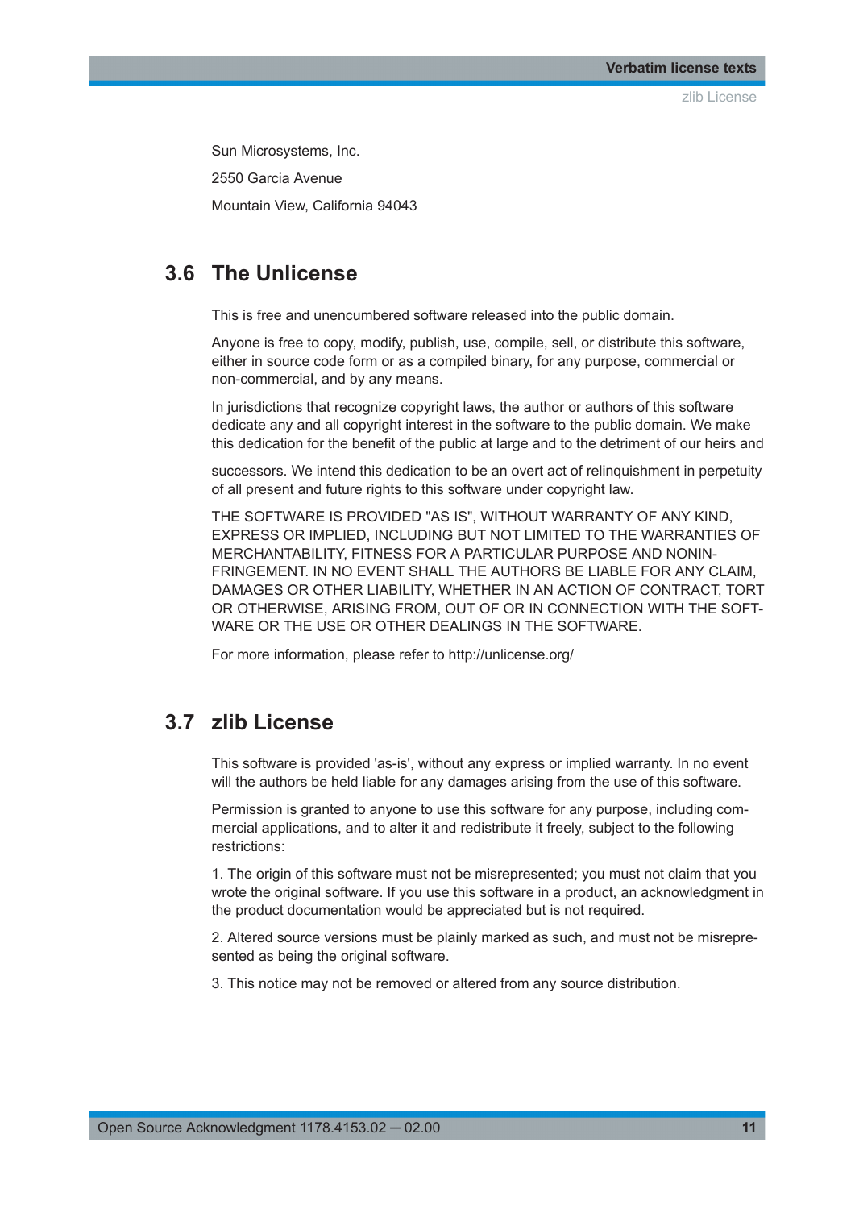Sun Microsystems, Inc.

2550 Garcia Avenue

Mountain View, California 94043

## 3.6 The Unlicense

This is free and unencumbered software released into the public domain.

Anyone is free to copy, modify, publish, use, compile, sell, or distribute this software, either in source code form or as a compiled binary, for any purpose, commercial or non-commercial, and by any means.

In jurisdictions that recognize copyright laws, the author or authors of this software dedicate any and all copyright interest in the software to the public domain. We make this dedication for the benefit of the public at large and to the detriment of our heirs and

successors. We intend this dedication to be an overt act of relinquishment in perpetuity of all present and future rights to this software under copyright law.

THE SOFTWARE IS PROVIDED "AS IS", WITHOUT WARRANTY OF ANY KIND, EXPRESS OR IMPLIED, INCLUDING BUT NOT LIMITED TO THE WARRANTIES OF MERCHANTABILITY, FITNESS FOR A PARTICULAR PURPOSE AND NONINFRINGEMENT. IN NO EVENT SHALL THE AUTHORS BE LIABLE FOR ANY CLAIM, DAMAGES OR OTHER LIABILITY, WHETHER IN AN ACTION OF CONTRACT, TORT OR OTHERWISE, ARISING FROM, OUT OF OR IN CONNECTION WITH THE SOFTWARE OR THE USE OR OTHER DEALINGS IN THE SOFTWARE.

For more information, please refer to http://unlicense.org/

## 3.7 zlib License

This software is provided 'as-is', without any express or implied warranty. In no event will the authors be held liable for any damages arising from the use of this software.

Permission is granted to anyone to use this software for any purpose, including commercial applications, and to alter it and redistribute it freely, subject to the following restrictions:

1. The origin of this software must not be misrepresented; you must not claim that you wrote the original software. If you use this software in a product, an acknowledgment in the product documentation would be appreciated but is not required.

2. Altered source versions must be plainly marked as such, and must not be misrepresented as being the original software.

3. This notice may not be removed or altered from any source distribution.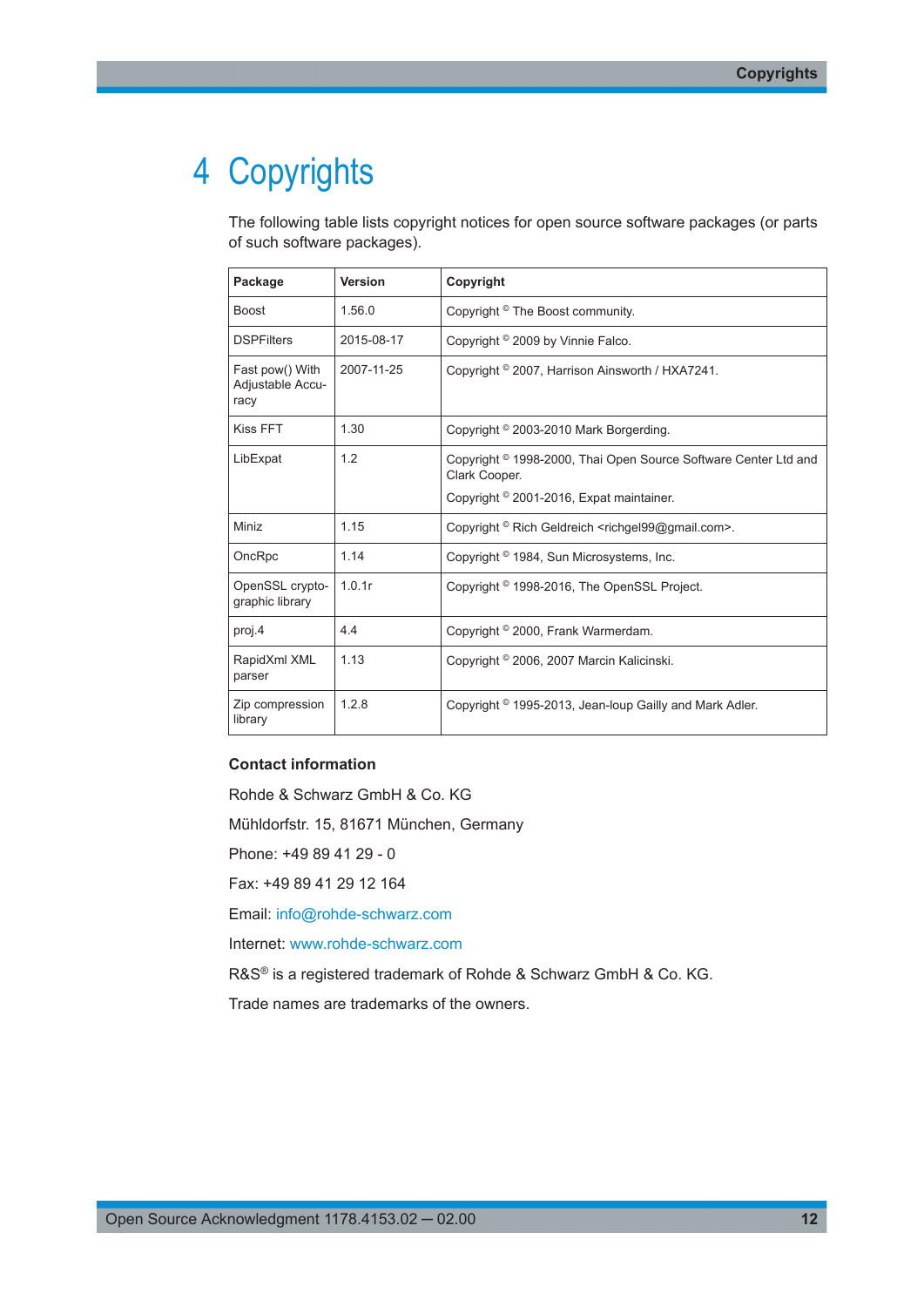# 4 Copyrights

The following table lists copyright notices for open source software packages (or parts of such software packages).

| Package | Version | Copyright |
|---|---|---|
| Boost | 1.56.0 | Copyright © The Boost community. |
| DSPFilters | 2015-08-17 | Copyright © 2009 by Vinnie Falco. |
| Fast pow() With Adjustable Accuracy | 2007-11-25 | Copyright © 2007, Harrison Ainsworth / HXA7241. |
| Kiss FFT | 1.30 | Copyright © 2003-2010 Mark Borgerding. |
| LibExpat | 1.2 | Copyright © 1998-2000, Thai Open Source Software Center Ltd and Clark Cooper.<br>Copyright © 2001-2016, Expat maintainer. |
| Miniz | 1.15 | Copyright © Rich Geldreich <richgel99@gmail.com>. |
| OncRpc | 1.14 | Copyright © 1984, Sun Microsystems, Inc. |
| OpenSSL cryptographic library | 1.0.1r | Copyright © 1998-2016, The OpenSSL Project. |
| proj.4 | 4.4 | Copyright © 2000, Frank Warmerdam. |
| RapidXml XML parser | 1.13 | Copyright © 2006, 2007 Marcin Kalicinski. |
| Zip compression library | 1.2.8 | Copyright © 1995-2013, Jean-loup Gailly and Mark Adler. |

**Contact information**

Rohde & Schwarz GmbH & Co. KG

Mühldorfstr. 15, 81671 München, Germany

Phone: +49 89 41 29 - 0

Fax: +49 89 41 29 12 164

Email: info@rohde-schwarz.com

Internet: www.rohde-schwarz.com

R&S® is a registered trademark of Rohde & Schwarz GmbH & Co. KG.

Trade names are trademarks of the owners.